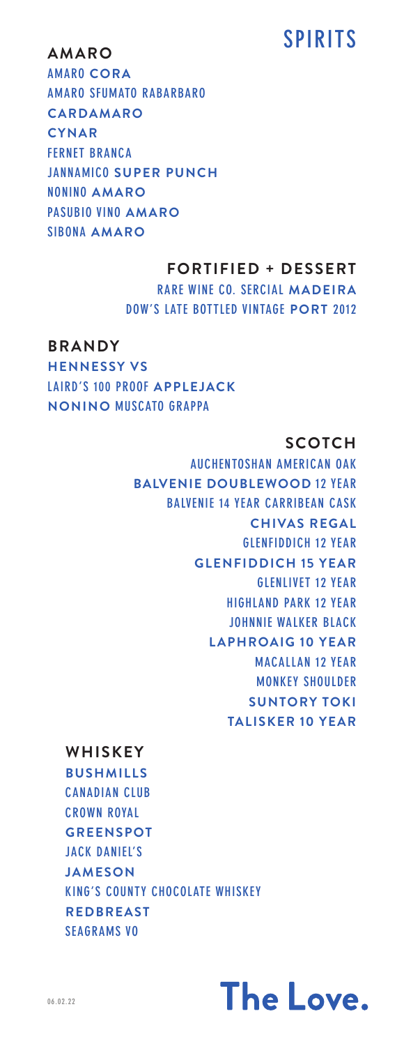# SPIRITS

## AMARO

AMARO **CORA**
AMARO SFUMATO RABARBARO
**CARDAMARO**
**CYNAR**
FERNET BRANCA
JANNAMICO **SUPER PUNCH**
NONINO **AMARO**
PASUBIO VINO **AMARO**
SIBONA **AMARO**

## FORTIFIED + DESSERT

RARE WINE CO. SERCIAL **MADEIRA**
DOW'S LATE BOTTLED VINTAGE **PORT** 2012

## BRANDY

**HENNESSY VS**
LAIRD'S 100 PROOF **APPLEJACK**
**NONINO** MUSCATO GRAPPA

## SCOTCH

AUCHENTOSHAN AMERICAN OAK
**BALVENIE DOUBLEWOOD** 12 YEAR
BALVENIE 14 YEAR CARRIBEAN CASK
**CHIVAS REGAL**
GLENFIDDICH 12 YEAR
**GLENFIDDICH 15 YEAR**
GLENLIVET 12 YEAR
HIGHLAND PARK 12 YEAR
JOHNNIE WALKER BLACK
**LAPHROAIG 10 YEAR**
MACALLAN 12 YEAR
MONKEY SHOULDER
**SUNTORY TOKI**
**TALISKER 10 YEAR**

## WHISKEY

**BUSHMILLS**
CANADIAN CLUB
CROWN ROYAL
**GREENSPOT**
JACK DANIEL'S
**JAMESON**
KING'S COUNTY CHOCOLATE WHISKEY
**REDBREAST**
SEAGRAMS VO

06.02.22

**The Love.**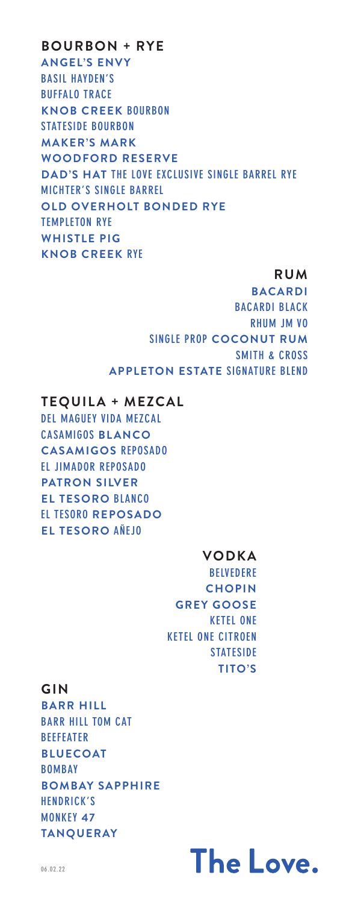## BOURBON + RYE

**ANGEL'S ENVY**
BASIL HAYDEN'S
BUFFALO TRACE
**KNOB CREEK** BOURBON
STATESIDE BOURBON
**MAKER'S MARK**
**WOODFORD RESERVE**
**DAD'S HAT** THE LOVE EXCLUSIVE SINGLE BARREL RYE
MICHTER'S SINGLE BARREL
**OLD OVERHOLT BONDED RYE**
TEMPLETON RYE
**WHISTLE PIG**
**KNOB CREEK** RYE

## RUM

**BACARDI**
BACARDI BLACK
RHUM JM VO
SINGLE PROP **COCONUT RUM**
SMITH & CROSS
**APPLETON ESTATE** SIGNATURE BLEND

## TEQUILA + MEZCAL

DEL MAGUEY VIDA MEZCAL
CASAMIGOS **BLANCO**
**CASAMIGOS** REPOSADO
EL JIMADOR REPOSADO
**PATRON SILVER**
**EL TESORO** BLANCO
EL TESORO **REPOSADO**
**EL TESORO** AÑEJO

## VODKA

BELVEDERE
**CHOPIN**
**GREY GOOSE**
KETEL ONE
KETEL ONE CITROEN
STATESIDE
**TITO'S**

## GIN

**BARR HILL**
BARR HILL TOM CAT
BEEFEATER
**BLUECOAT**
BOMBAY
**BOMBAY SAPPHIRE**
HENDRICK'S
MONKEY **47**
**TANQUERAY**

06.02.22

**The Love.**